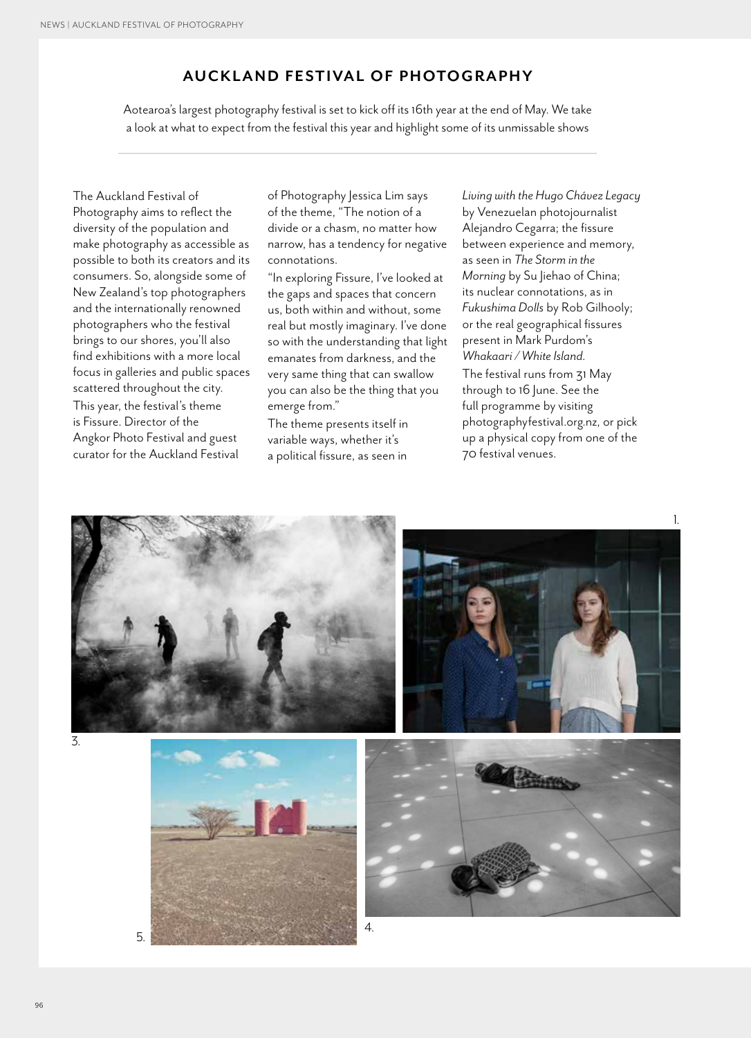# AUCKLAND FESTIVAL OF PHOTOGRAPHY

Aotearoa's largest photography festival is set to kick off its 16th year at the end of May. We take a look at what to expect from the festival this year and highlight some of its unmissable shows

The Auckland Festival of Photography aims to reflect the diversity of the population and make photography as accessible as possible to both its creators and its consumers. So, alongside some of New Zealand's top photographers and the internationally renowned photographers who the festival brings to our shores, you'll also find exhibitions with a more local focus in galleries and public spaces scattered throughout the city.

This year, the festival's theme is Fissure. Director of the Angkor Photo Festival and guest curator for the Auckland Festival of Photography Jessica Lim says of the theme, "The notion of a divide or a chasm, no matter how narrow, has a tendency for negative connotations.

"In exploring Fissure, I've looked at the gaps and spaces that concern us, both within and without, some real but mostly imaginary. I've done so with the understanding that light emanates from darkness, and the very same thing that can swallow you can also be the thing that you emerge from."

The theme presents itself in variable ways, whether it's a political fissure, as seen in *Living with the Hugo Chávez Legacy* by Venezuelan photojournalist Alejandro Cegarra; the fissure between experience and memory, as seen in *The Storm in the Morning* by Su Jiehao of China; its nuclear connotations, as in *Fukushima Dolls* by Rob Gilhooly; or the real geographical fissures present in Mark Purdom's *Whakaari / White Island*.

The festival runs from 31 May through to 16 June. See the full programme by visiting photographyfestival.org.nz, or pick up a physical copy from one of the 70 festival venues.

1.

3.

5.

4.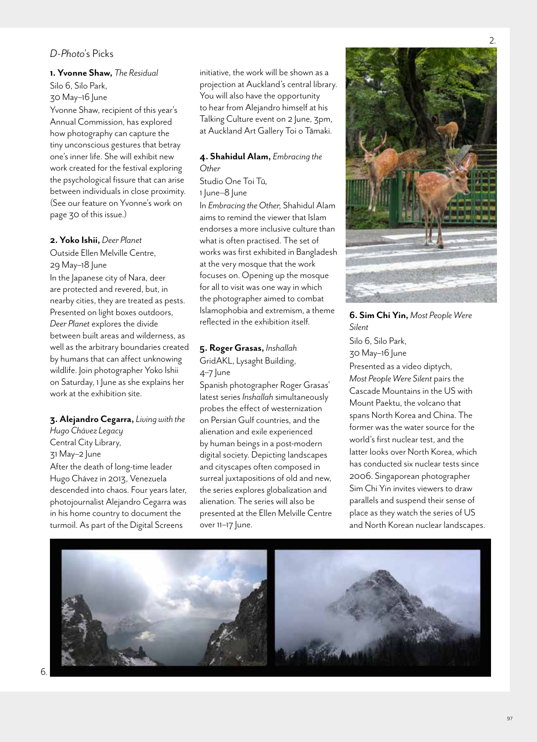## *D-Photo*'s Picks

**1. Yvonne Shaw,** *The Residual*
Silo 6, Silo Park,
30 May–16 June
Yvonne Shaw, recipient of this year's Annual Commission, has explored how photography can capture the tiny unconscious gestures that betray one's inner life. She will exhibit new work created for the festival exploring the psychological fissure that can arise between individuals in close proximity. (See our feature on Yvonne's work on page 30 of this issue.)

**2. Yoko Ishii,** *Deer Planet*
Outside Ellen Melville Centre,
29 May–18 June
In the Japanese city of Nara, deer are protected and revered, but, in nearby cities, they are treated as pests. Presented on light boxes outdoors, *Deer Planet* explores the divide between built areas and wilderness, as well as the arbitrary boundaries created by humans that can affect unknowing wildlife. Join photographer Yoko Ishii on Saturday, 1 June as she explains her work at the exhibition site.

**3. Alejandro Cegarra,** *Living with the Hugo Chávez Legacy*
Central City Library,
31 May–2 June
After the death of long-time leader Hugo Chávez in 2013, Venezuela descended into chaos. Four years later, photojournalist Alejandro Cegarra was in his home country to document the turmoil. As part of the Digital Screens initiative, the work will be shown as a projection at Auckland's central library. You will also have the opportunity to hear from Alejandro himself at his Talking Culture event on 2 June, 3pm, at Auckland Art Gallery Toi o Tāmaki.

**4. Shahidul Alam,** *Embracing the Other*
Studio One Toi Tū,
1 June–8 June
In *Embracing the Other*, Shahidul Alam aims to remind the viewer that Islam endorses a more inclusive culture than what is often practised. The set of works was first exhibited in Bangladesh at the very mosque that the work focuses on. Opening up the mosque for all to visit was one way in which the photographer aimed to combat Islamophobia and extremism, a theme reflected in the exhibition itself.

**5. Roger Grasas,** *Inshallah*
GridAKL, Lysaght Building,
4–7 June
Spanish photographer Roger Grasas' latest series *Inshallah* simultaneously probes the effect of westernization on Persian Gulf countries, and the alienation and exile experienced by human beings in a post-modern digital society. Depicting landscapes and cityscapes often composed in surreal juxtapositions of old and new, the series explores globalization and alienation. The series will also be presented at the Ellen Melville Centre over 11–17 June.

2.

**6. Sim Chi Yin,** *Most People Were Silent*
Silo 6, Silo Park,
30 May–16 June
Presented as a video diptych, *Most People Were Silent* pairs the Cascade Mountains in the US with Mount Paektu, the volcano that spans North Korea and China. The former was the water source for the world's first nuclear test, and the latter looks over North Korea, which has conducted six nuclear tests since 2006. Singaporean photographer Sim Chi Yin invites viewers to draw parallels and suspend their sense of place as they watch the series of US and North Korean nuclear landscapes.

6.